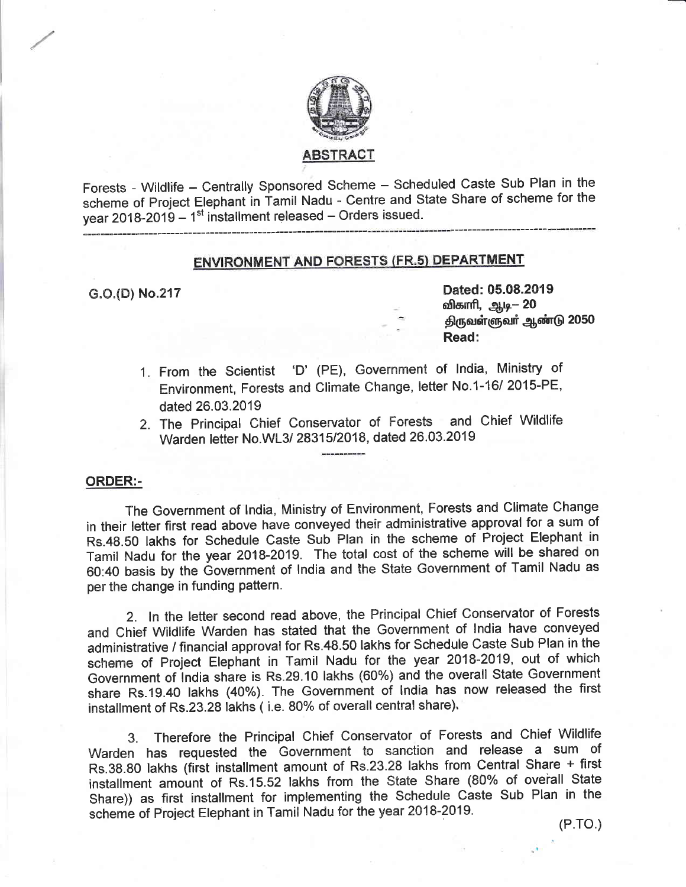## ABSTRACT

Forests - Wildlife – Centrally Sponsored Scheme – Scheduled Caste Sub Plan in the scheme of Project Elephant in Tamil Nadu - Centre and State Share of scheme for the year 2018-2019 – 1st installment released – Orders issued.

---

## ENVIRONMENT AND FORESTS (FR.5) DEPARTMENT

G.O.(D) No.217

Dated: 05.08.2019
விகாரி, ஆடி– 20
திருவள்ளுவர் ஆண்டு 2050
**Read:**

1. From the Scientist 'D' (PE), Government of India, Ministry of Environment, Forests and Climate Change, letter No.1-16/ 2015-PE, dated 26.03.2019
2. The Principal Chief Conservator of Forests and Chief Wildlife Warden letter No.WL3/ 28315/2018, dated 26.03.2019

---

### ORDER:-

The Government of India, Ministry of Environment, Forests and Climate Change in their letter first read above have conveyed their administrative approval for a sum of Rs.48.50 lakhs for Schedule Caste Sub Plan in the scheme of Project Elephant in Tamil Nadu for the year 2018-2019. The total cost of the scheme will be shared on 60:40 basis by the Government of India and the State Government of Tamil Nadu as per the change in funding pattern.

2. In the letter second read above, the Principal Chief Conservator of Forests and Chief Wildlife Warden has stated that the Government of India have conveyed administrative / financial approval for Rs.48.50 lakhs for Schedule Caste Sub Plan in the scheme of Project Elephant in Tamil Nadu for the year 2018-2019, out of which Government of India share is Rs.29.10 lakhs (60%) and the overall State Government share Rs.19.40 lakhs (40%). The Government of India has now released the first installment of Rs.23.28 lakhs ( i.e. 80% of overall central share).

3. Therefore the Principal Chief Conservator of Forests and Chief Wildlife Warden has requested the Government to sanction and release a sum of Rs.38.80 lakhs (first installment amount of Rs.23.28 lakhs from Central Share + first installment amount of Rs.15.52 lakhs from the State Share (80% of overall State Share)) as first installment for implementing the Schedule Caste Sub Plan in the scheme of Project Elephant in Tamil Nadu for the year 2018-2019.

(P.TO.)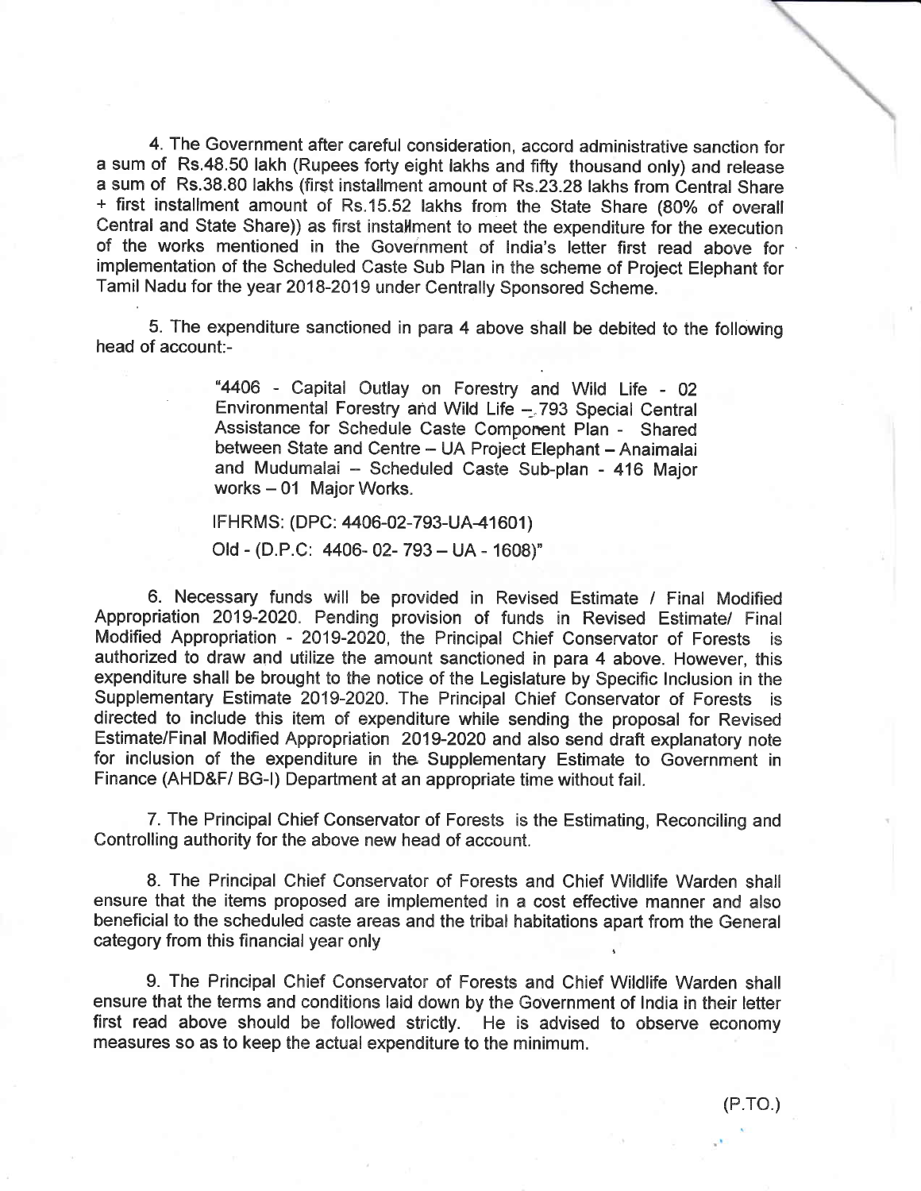4. The Government after careful consideration, accord administrative sanction for a sum of Rs.48.50 lakh (Rupees forty eight lakhs and fifty thousand only) and release a sum of Rs.38.80 lakhs (first installment amount of Rs.23.28 lakhs from Central Share + first installment amount of Rs.15.52 lakhs from the State Share (80% of overall Central and State Share)) as first installment to meet the expenditure for the execution of the works mentioned in the Government of India's letter first read above for implementation of the Scheduled Caste Sub Plan in the scheme of Project Elephant for Tamil Nadu for the year 2018-2019 under Centrally Sponsored Scheme.

5. The expenditure sanctioned in para 4 above shall be debited to the following head of account:-

> "4406 - Capital Outlay on Forestry and Wild Life - 02 Environmental Forestry and Wild Life – 793 Special Central Assistance for Schedule Caste Component Plan - Shared between State and Centre – UA Project Elephant – Anaimalai and Mudumalai – Scheduled Caste Sub-plan - 416 Major works – 01 Major Works.
>
> IFHRMS: (DPC: 4406-02-793-UA-41601)
>
> Old - (D.P.C: 4406- 02- 793 – UA - 1608)"

6. Necessary funds will be provided in Revised Estimate / Final Modified Appropriation 2019-2020. Pending provision of funds in Revised Estimate/ Final Modified Appropriation - 2019-2020, the Principal Chief Conservator of Forests is authorized to draw and utilize the amount sanctioned in para 4 above. However, this expenditure shall be brought to the notice of the Legislature by Specific Inclusion in the Supplementary Estimate 2019-2020. The Principal Chief Conservator of Forests is directed to include this item of expenditure while sending the proposal for Revised Estimate/Final Modified Appropriation 2019-2020 and also send draft explanatory note for inclusion of the expenditure in the Supplementary Estimate to Government in Finance (AHD&F/ BG-I) Department at an appropriate time without fail.

7. The Principal Chief Conservator of Forests is the Estimating, Reconciling and Controlling authority for the above new head of account.

8. The Principal Chief Conservator of Forests and Chief Wildlife Warden shall ensure that the items proposed are implemented in a cost effective manner and also beneficial to the scheduled caste areas and the tribal habitations apart from the General category from this financial year only

9. The Principal Chief Conservator of Forests and Chief Wildlife Warden shall ensure that the terms and conditions laid down by the Government of India in their letter first read above should be followed strictly. He is advised to observe economy measures so as to keep the actual expenditure to the minimum.

(P.TO.)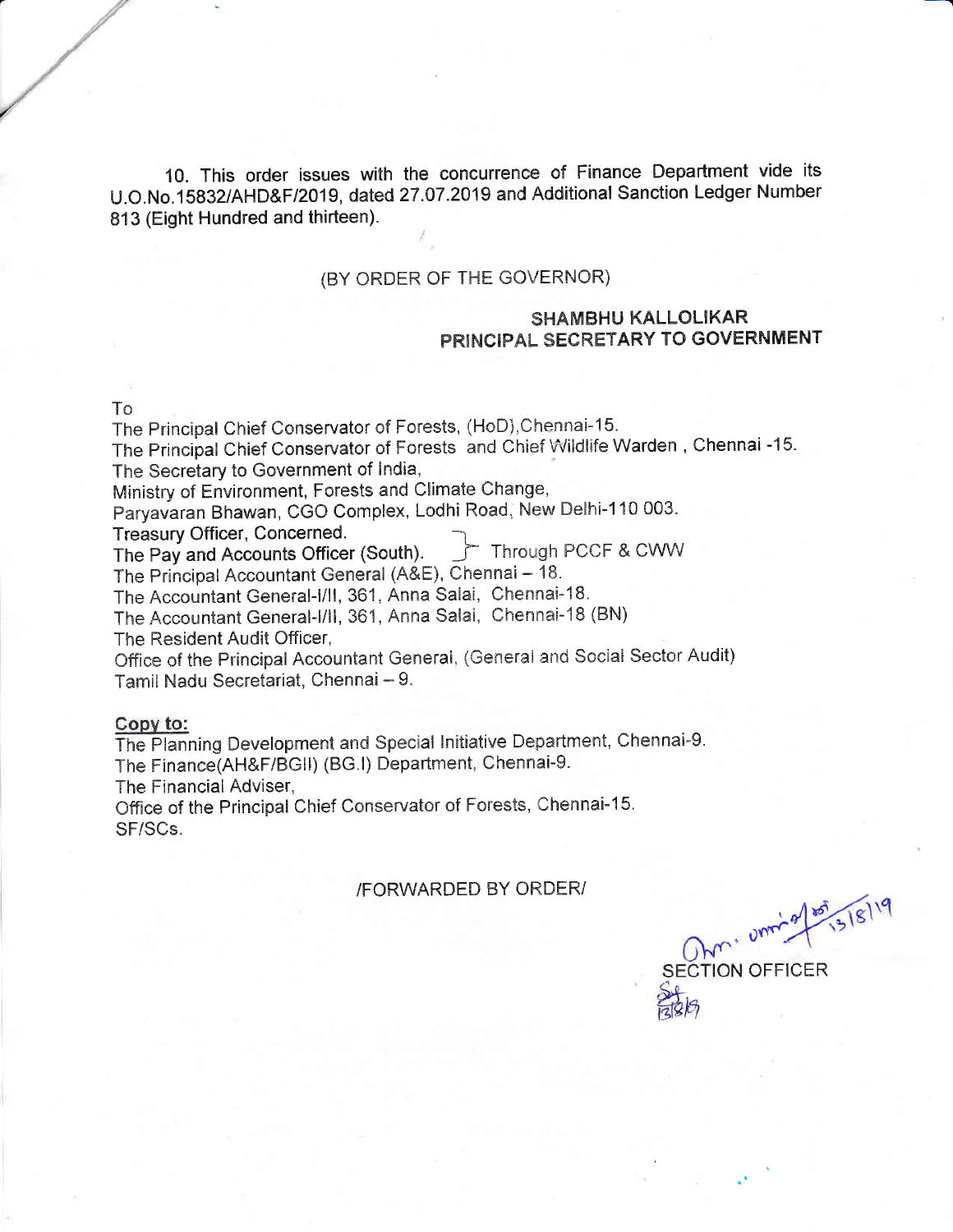10. This order issues with the concurrence of Finance Department vide its U.O.No.15832/AHD&F/2019, dated 27.07.2019 and Additional Sanction Ledger Number 813 (Eight Hundred and thirteen).

(BY ORDER OF THE GOVERNOR)

**SHAMBHU KALLOLIKAR**
**PRINCIPAL SECRETARY TO GOVERNMENT**

To

The Principal Chief Conservator of Forests, (HoD),Chennai-15.
The Principal Chief Conservator of Forests and Chief Wildlife Warden , Chennai -15.
The Secretary to Government of India,
Ministry of Environment, Forests and Climate Change,
Paryavaran Bhawan, CGO Complex, Lodhi Road, New Delhi-110 003.
Treasury Officer, Concerned.
The Pay and Accounts Officer (South). } Through PCCF & CWW
The Principal Accountant General (A&E), Chennai – 18.
The Accountant General-I/II, 361, Anna Salai, Chennai-18.
The Accountant General-I/II, 361, Anna Salai, Chennai-18 (BN)
The Resident Audit Officer,
Office of the Principal Accountant General, (General and Social Sector Audit)
Tamil Nadu Secretariat, Chennai – 9.

**Copy to:**

The Planning Development and Special Initiative Department, Chennai-9.
The Finance(AH&F/BGII) (BG.I) Department, Chennai-9.
The Financial Adviser,
Office of the Principal Chief Conservator of Forests, Chennai-15.
SF/SCs.

/FORWARDED BY ORDER/

13/8/19

SECTION OFFICER

13/8/19